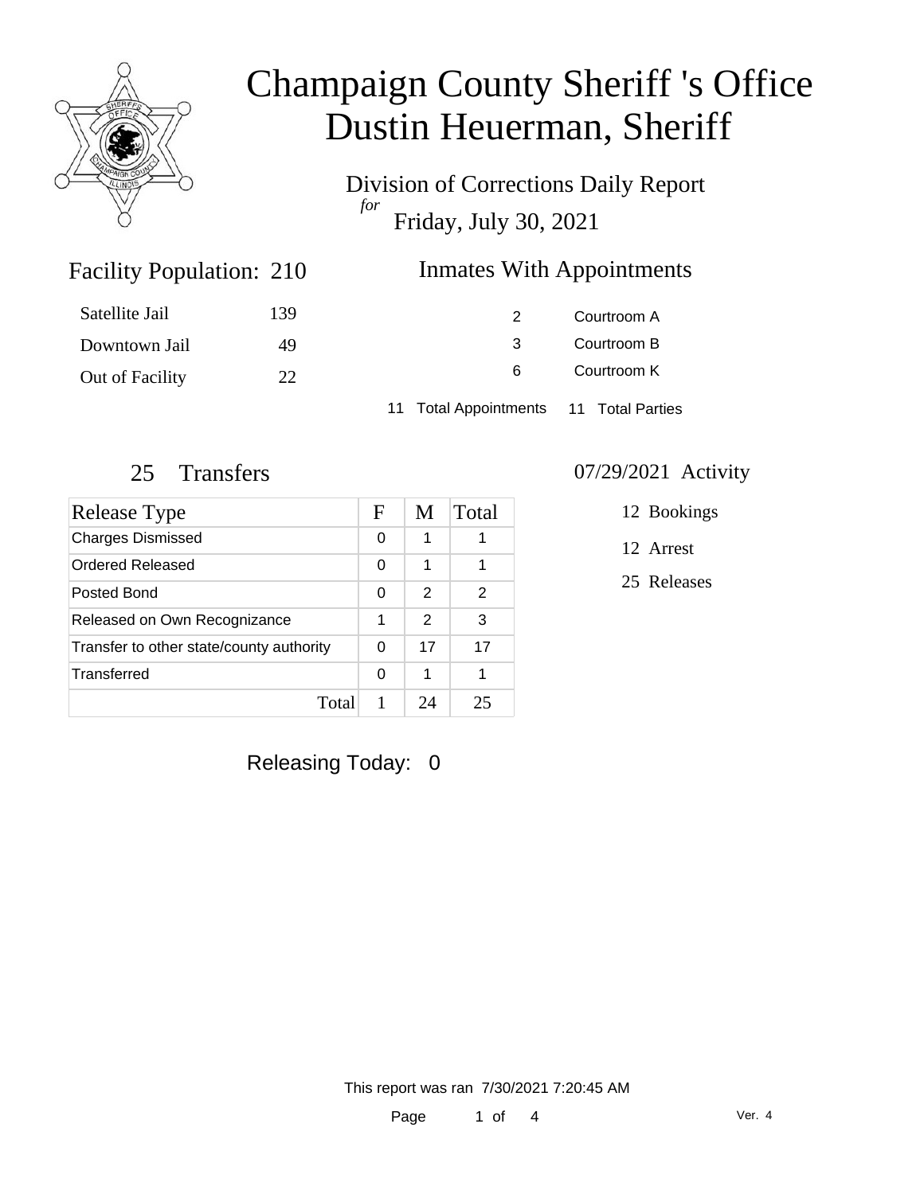# Champaign County Sheriff 's Office
# Dustin Heuerman, Sheriff

Division of Corrections Daily Report
*for*
Friday, July 30, 2021

## Facility Population: 210

| | |
|---|---|
| Satellite Jail | 139 |
| Downtown Jail | 49 |
| Out of Facility | 22 |

## Inmates With Appointments

| | |
|---|---|
| 2 | Courtroom A |
| 3 | Courtroom B |
| 6 | Courtroom K |

11 Total Appointments 11 Total Parties

## 25 Transfers

| Release Type | F | M | Total |
|---|---|---|---|
| Charges Dismissed | 0 | 1 | 1 |
| Ordered Released | 0 | 1 | 1 |
| Posted Bond | 0 | 2 | 2 |
| Released on Own Recognizance | 1 | 2 | 3 |
| Transfer to other state/county authority | 0 | 17 | 17 |
| Transferred | 0 | 1 | 1 |
| Total | 1 | 24 | 25 |

## 07/29/2021 Activity

12 Bookings

12 Arrest

25 Releases

Releasing Today: 0

This report was ran 7/30/2021 7:20:45 AM

Ver. 4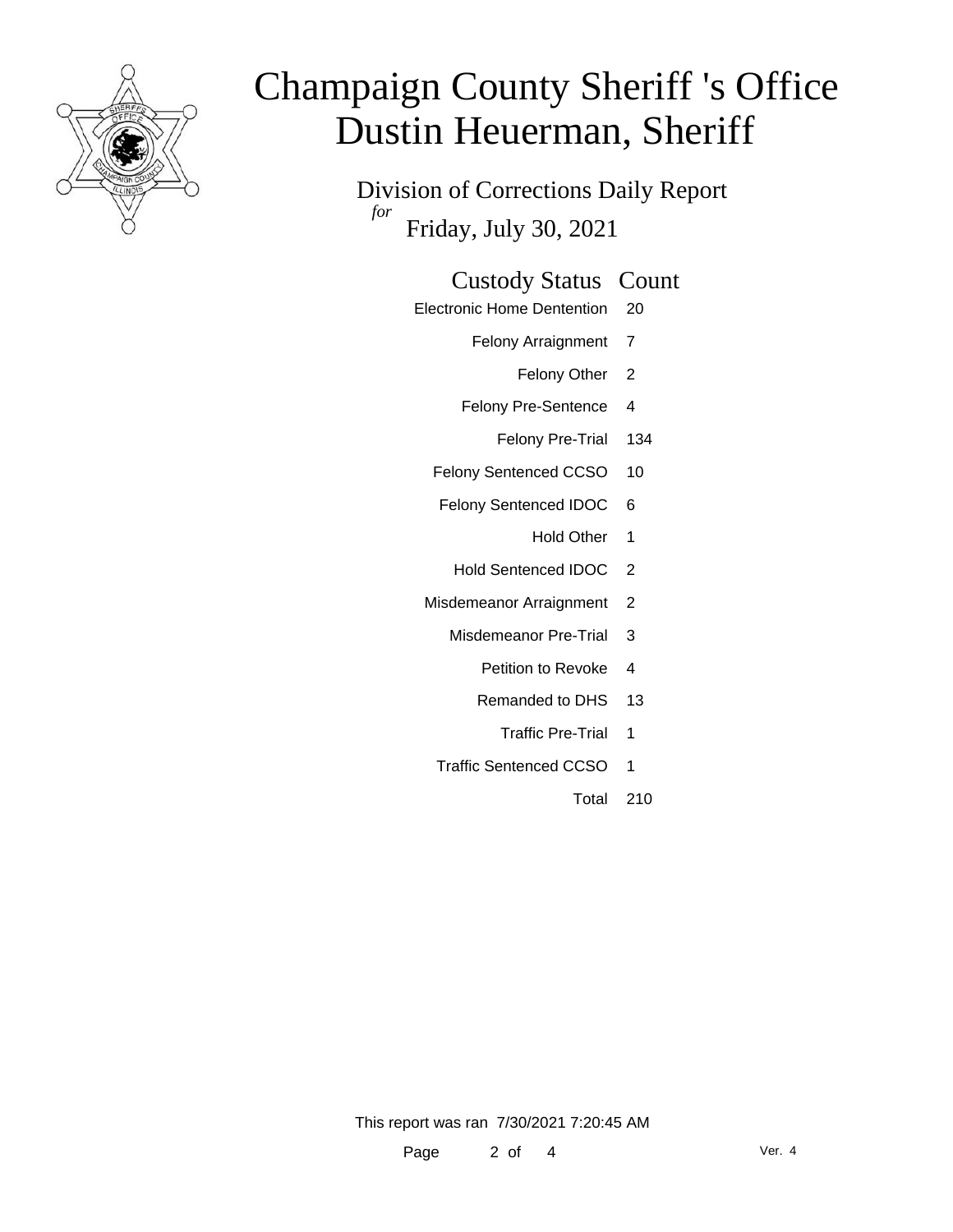# Champaign County Sheriff 's Office
# Dustin Heuerman, Sheriff

## Division of Corrections Daily Report

*for* Friday, July 30, 2021

| Custody Status | Count |
| --- | --- |
| Electronic Home Dentention | 20 |
| Felony Arraignment | 7 |
| Felony Other | 2 |
| Felony Pre-Sentence | 4 |
| Felony Pre-Trial | 134 |
| Felony Sentenced CCSO | 10 |
| Felony Sentenced IDOC | 6 |
| Hold Other | 1 |
| Hold Sentenced IDOC | 2 |
| Misdemeanor Arraignment | 2 |
| Misdemeanor Pre-Trial | 3 |
| Petition to Revoke | 4 |
| Remanded to DHS | 13 |
| Traffic Pre-Trial | 1 |
| Traffic Sentenced CCSO | 1 |
| Total | 210 |

This report was ran 7/30/2021 7:20:45 AM

Ver. 4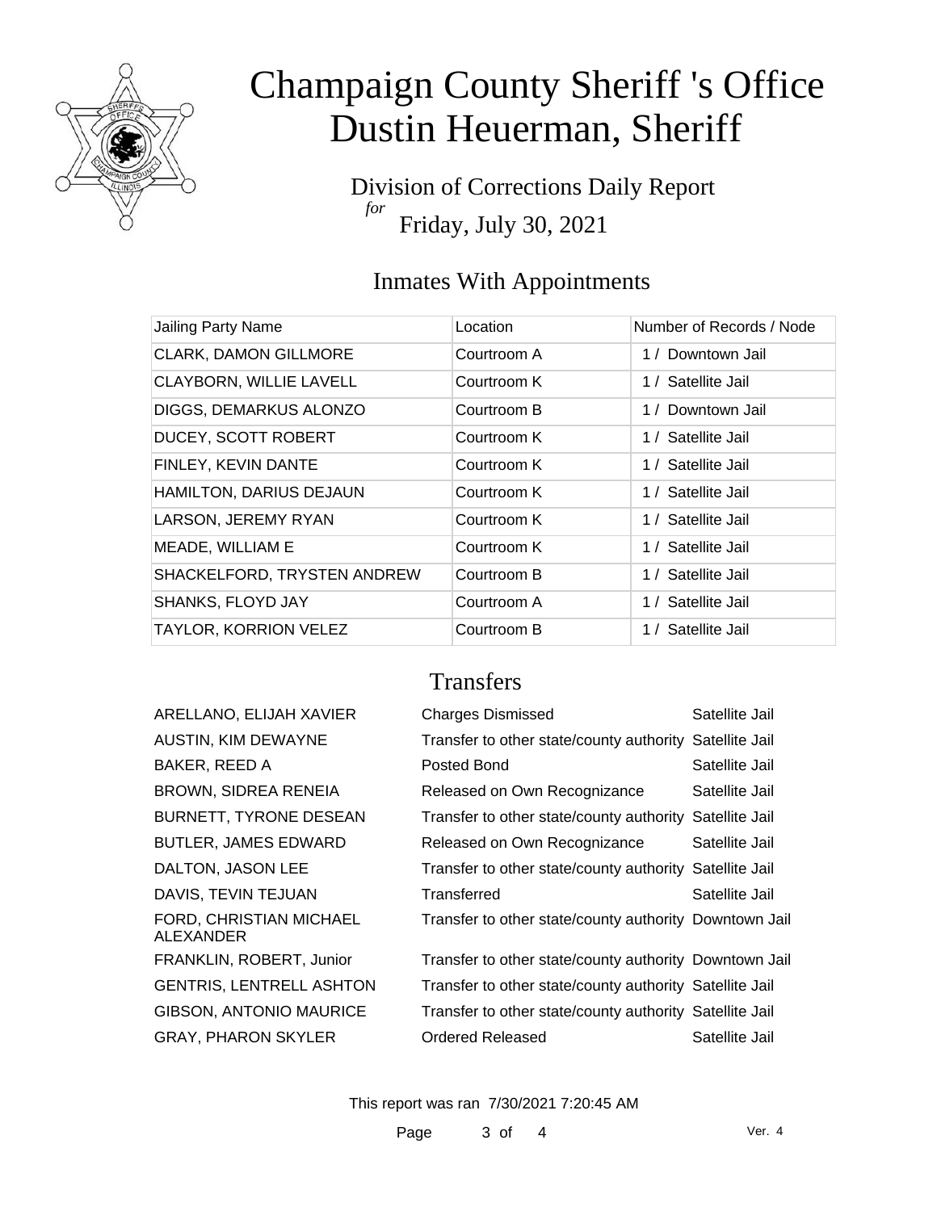# Champaign County Sheriff 's Office
# Dustin Heuerman, Sheriff

Division of Corrections Daily Report
*for*
Friday, July 30, 2021

## Inmates With Appointments

| Jailing Party Name | Location | Number of Records / Node |
|---|---|---|
| CLARK, DAMON GILLMORE | Courtroom A | 1 / Downtown Jail |
| CLAYBORN, WILLIE LAVELL | Courtroom K | 1 / Satellite Jail |
| DIGGS, DEMARKUS ALONZO | Courtroom B | 1 / Downtown Jail |
| DUCEY, SCOTT ROBERT | Courtroom K | 1 / Satellite Jail |
| FINLEY, KEVIN DANTE | Courtroom K | 1 / Satellite Jail |
| HAMILTON, DARIUS DEJAUN | Courtroom K | 1 / Satellite Jail |
| LARSON, JEREMY RYAN | Courtroom K | 1 / Satellite Jail |
| MEADE, WILLIAM E | Courtroom K | 1 / Satellite Jail |
| SHACKELFORD, TRYSTEN ANDREW | Courtroom B | 1 / Satellite Jail |
| SHANKS, FLOYD JAY | Courtroom A | 1 / Satellite Jail |
| TAYLOR, KORRION VELEZ | Courtroom B | 1 / Satellite Jail |

## Transfers

| | | |
|---|---|---|
| ARELLANO, ELIJAH XAVIER | Charges Dismissed | Satellite Jail |
| AUSTIN, KIM DEWAYNE | Transfer to other state/county authority | Satellite Jail |
| BAKER, REED A | Posted Bond | Satellite Jail |
| BROWN, SIDREA RENEIA | Released on Own Recognizance | Satellite Jail |
| BURNETT, TYRONE DESEAN | Transfer to other state/county authority | Satellite Jail |
| BUTLER, JAMES EDWARD | Released on Own Recognizance | Satellite Jail |
| DALTON, JASON LEE | Transfer to other state/county authority | Satellite Jail |
| DAVIS, TEVIN TEJUAN | Transferred | Satellite Jail |
| FORD, CHRISTIAN MICHAEL ALEXANDER | Transfer to other state/county authority | Downtown Jail |
| FRANKLIN, ROBERT, Junior | Transfer to other state/county authority | Downtown Jail |
| GENTRIS, LENTRELL ASHTON | Transfer to other state/county authority | Satellite Jail |
| GIBSON, ANTONIO MAURICE | Transfer to other state/county authority | Satellite Jail |
| GRAY, PHARON SKYLER | Ordered Released | Satellite Jail |

This report was ran 7/30/2021 7:20:45 AM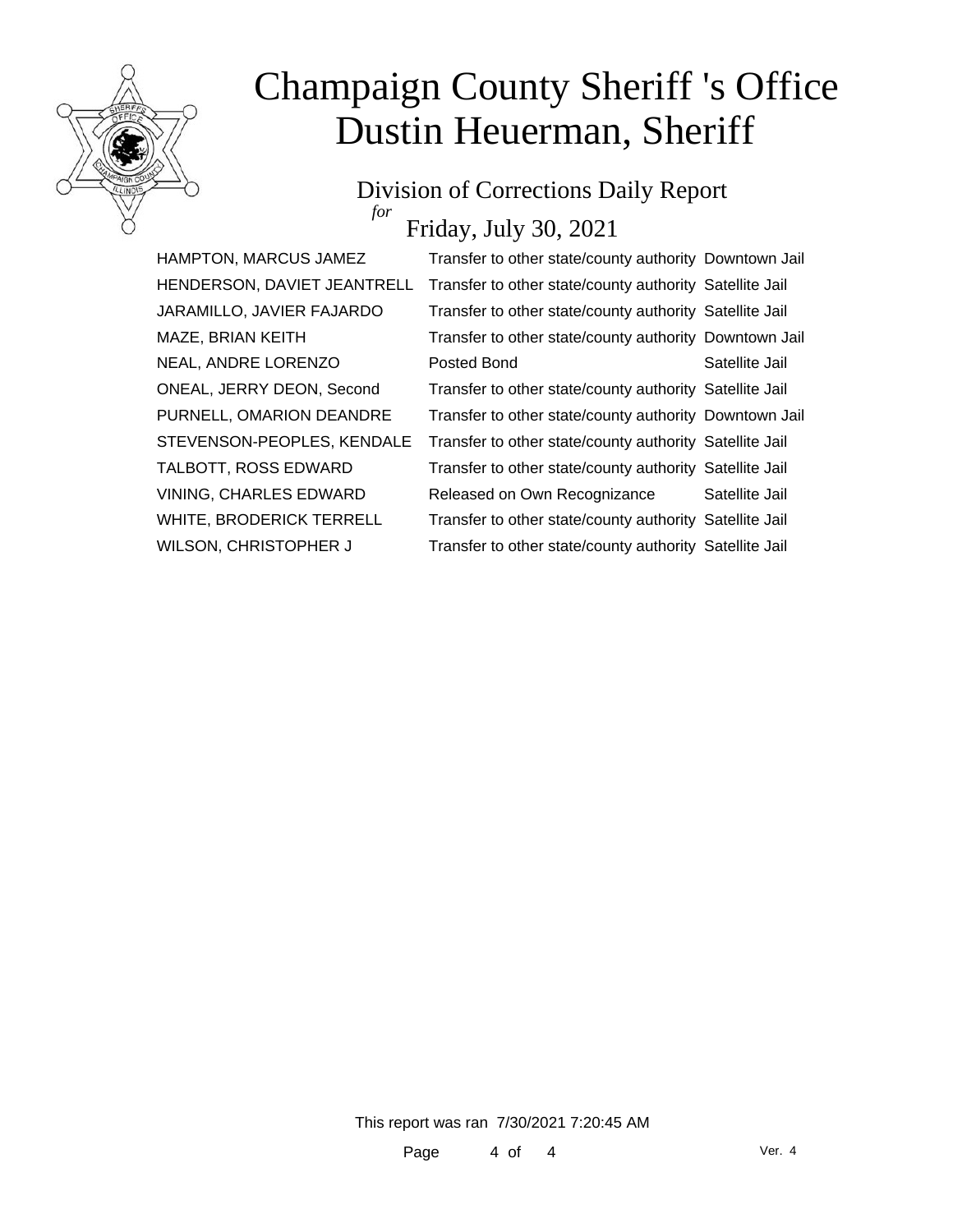# Champaign County Sheriff 's Office
# Dustin Heuerman, Sheriff

## Division of Corrections Daily Report
*for*
## Friday, July 30, 2021

| | | |
|---|---|---|
| HAMPTON, MARCUS JAMEZ | Transfer to other state/county authority | Downtown Jail |
| HENDERSON, DAVIET JEANTRELL | Transfer to other state/county authority | Satellite Jail |
| JARAMILLO, JAVIER FAJARDO | Transfer to other state/county authority | Satellite Jail |
| MAZE, BRIAN KEITH | Transfer to other state/county authority | Downtown Jail |
| NEAL, ANDRE LORENZO | Posted Bond | Satellite Jail |
| ONEAL, JERRY DEON, Second | Transfer to other state/county authority | Satellite Jail |
| PURNELL, OMARION DEANDRE | Transfer to other state/county authority | Downtown Jail |
| STEVENSON-PEOPLES, KENDALE | Transfer to other state/county authority | Satellite Jail |
| TALBOTT, ROSS EDWARD | Transfer to other state/county authority | Satellite Jail |
| VINING, CHARLES EDWARD | Released on Own Recognizance | Satellite Jail |
| WHITE, BRODERICK TERRELL | Transfer to other state/county authority | Satellite Jail |
| WILSON, CHRISTOPHER J | Transfer to other state/county authority | Satellite Jail |

This report was ran 7/30/2021 7:20:45 AM

Ver. 4